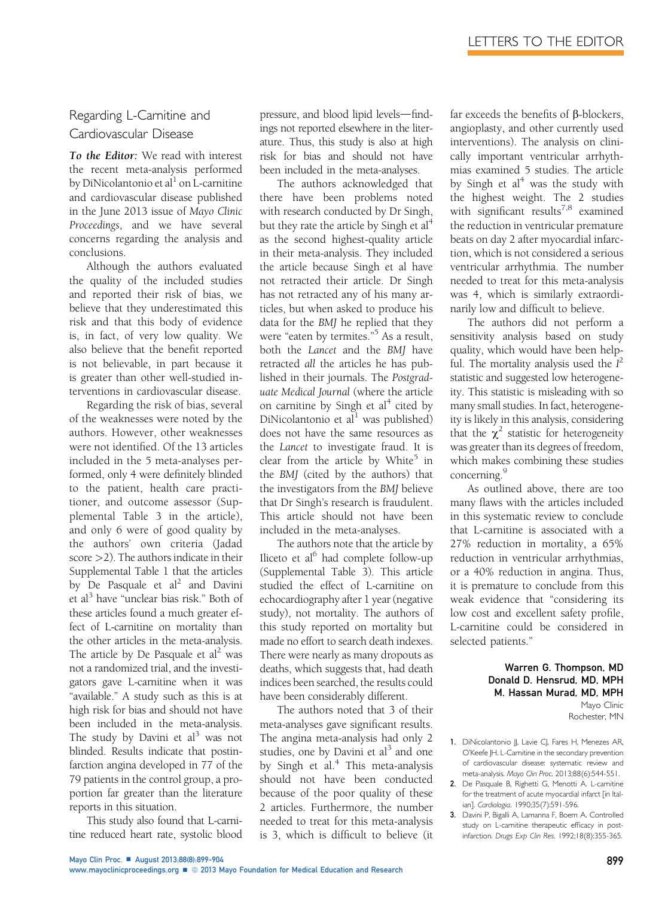# Regarding L-Carnitine and Cardiovascular Disease

***To the Editor:*** We read with interest the recent meta-analysis performed by DiNicolantonio et al[1] on L-carnitine and cardiovascular disease published in the June 2013 issue of *Mayo Clinic Proceedings*, and we have several concerns regarding the analysis and conclusions.

Although the authors evaluated the quality of the included studies and reported their risk of bias, we believe that they underestimated this risk and that this body of evidence is, in fact, of very low quality. We also believe that the benefit reported is not believable, in part because it is greater than other well-studied interventions in cardiovascular disease.

Regarding the risk of bias, several of the weaknesses were noted by the authors. However, other weaknesses were not identified. Of the 13 articles included in the 5 meta-analyses performed, only 4 were definitely blinded to the patient, health care practitioner, and outcome assessor (Supplemental Table 3 in the article), and only 6 were of good quality by the authors' own criteria (Jadad score >2). The authors indicate in their Supplemental Table 1 that the articles by De Pasquale et al[2] and Davini et al[3] have "unclear bias risk." Both of these articles found a much greater effect of L-carnitine on mortality than the other articles in the meta-analysis. The article by De Pasquale et al[2] was not a randomized trial, and the investigators gave L-carnitine when it was "available." A study such as this is at high risk for bias and should not have been included in the meta-analysis. The study by Davini et al[3] was not blinded. Results indicate that postinfarction angina developed in 77 of the 79 patients in the control group, a proportion far greater than the literature reports in this situation.

This study also found that L-carnitine reduced heart rate, systolic blood pressure, and blood lipid levels—findings not reported elsewhere in the literature. Thus, this study is also at high risk for bias and should not have been included in the meta-analyses.

The authors acknowledged that there have been problems noted with research conducted by Dr Singh, but they rate the article by Singh et al[4] as the second highest-quality article in their meta-analysis. They included the article because Singh et al have not retracted their article. Dr Singh has not retracted any of his many articles, but when asked to produce his data for the *BMJ* he replied that they were "eaten by termites."[5] As a result, both the *Lancet* and the *BMJ* have retracted *all* the articles he has published in their journals. The *Postgraduate Medical Journal* (where the article on carnitine by Singh et al[4] cited by DiNicolantonio et al[1] was published) does not have the same resources as the *Lancet* to investigate fraud. It is clear from the article by White[5] in the *BMJ* (cited by the authors) that the investigators from the *BMJ* believe that Dr Singh's research is fraudulent. This article should not have been included in the meta-analyses.

The authors note that the article by Iliceto et al[6] had complete follow-up (Supplemental Table 3). This article studied the effect of L-carnitine on echocardiography after 1 year (negative study), not mortality. The authors of this study reported on mortality but made no effort to search death indexes. There were nearly as many dropouts as deaths, which suggests that, had death indices been searched, the results could have been considerably different.

The authors noted that 3 of their meta-analyses gave significant results. The angina meta-analysis had only 2 studies, one by Davini et al[3] and one by Singh et al.[4] This meta-analysis should not have been conducted because of the poor quality of these 2 articles. Furthermore, the number needed to treat for this meta-analysis is 3, which is difficult to believe (it far exceeds the benefits of β-blockers, angioplasty, and other currently used interventions). The analysis on clinically important ventricular arrhythmias examined 5 studies. The article by Singh et al[4] was the study with the highest weight. The 2 studies with significant results[7,8] examined the reduction in ventricular premature beats on day 2 after myocardial infarction, which is not considered a serious ventricular arrhythmia. The number needed to treat for this meta-analysis was 4, which is similarly extraordinarily low and difficult to believe.

The authors did not perform a sensitivity analysis based on study quality, which would have been helpful. The mortality analysis used the $I^2$ statistic and suggested low heterogeneity. This statistic is misleading with so many small studies. In fact, heterogeneity is likely in this analysis, considering that the $\chi^2$ statistic for heterogeneity was greater than its degrees of freedom, which makes combining these studies concerning.[9]

As outlined above, there are too many flaws with the articles included in this systematic review to conclude that L-carnitine is associated with a 27% reduction in mortality, a 65% reduction in ventricular arrhythmias, or a 40% reduction in angina. Thus, it is premature to conclude from this weak evidence that "considering its low cost and excellent safety profile, L-carnitine could be considered in selected patients."

**Warren G. Thompson, MD**
**Donald D. Hensrud, MD, MPH**
**M. Hassan Murad, MD, MPH**
Mayo Clinic
Rochester, MN

1. DiNicolantonio JJ, Lavie CJ, Fares H, Menezes AR, O'Keefe JH. L-Carnitine in the secondary prevention of cardiovascular disease: systematic review and meta-analysis. *Mayo Clin Proc*. 2013;88(6):544-551.
2. De Pasquale B, Righetti G, Menotti A. L-carnitine for the treatment of acute myocardial infarct [in Italian]. *Cardiologia*. 1990;35(7):591-596.
3. Davini P, Bigalli A, Lamanna F, Boem A. Controlled study on L-carnitine therapeutic efficacy in post-infarction. *Drugs Exp Clin Res*. 1992;18(8):355-365.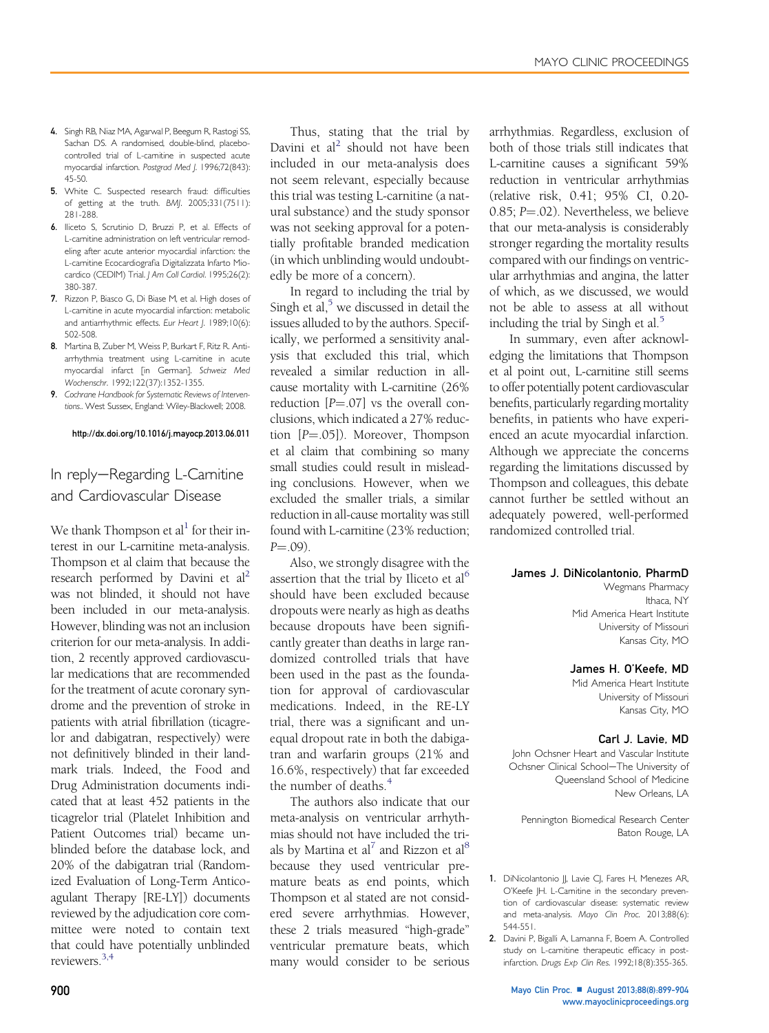4. Singh RB, Niaz MA, Agarwal P, Beegum R, Rastogi SS, Sachan DS. A randomised, double-blind, placebo-controlled trial of L-carnitine in suspected acute myocardial infarction. *Postgrad Med J*. 1996;72(843):45-50.
5. White C. Suspected research fraud: difficulties of getting at the truth. *BMJ*. 2005;331(7511):281-288.
6. Iliceto S, Scrutinio D, Bruzzi P, et al. Effects of L-carnitine administration on left ventricular remodeling after acute anterior myocardial infarction: the L-carnitine Ecocardiografia Digitalizzata Infarto Miocardico (CEDIM) Trial. *J Am Coll Cardiol*. 1995;26(2):380-387.
7. Rizzon P, Biasco G, Di Biase M, et al. High doses of L-carnitine in acute myocardial infarction: metabolic and antiarrhythmic effects. *Eur Heart J*. 1989;10(6):502-508.
8. Martina B, Zuber M, Weiss P, Burkart F, Ritz R. Anti-arrhythmia treatment using L-carnitine in acute myocardial infarct [in German]. *Schweiz Med Wochenschr*. 1992;122(37):1352-1355.
9. *Cochrane Handbook for Systematic Reviews of Interventions*. West Sussex, England: Wiley-Blackwell; 2008.

http://dx.doi.org/10.1016/j.mayocp.2013.06.011

## In reply—Regarding L-Carnitine and Cardiovascular Disease

We thank Thompson et al[1] for their interest in our L-carnitine meta-analysis. Thompson et al claim that because the research performed by Davini et al[2] was not blinded, it should not have been included in our meta-analysis. However, blinding was not an inclusion criterion for our meta-analysis. In addition, 2 recently approved cardiovascular medications that are recommended for the treatment of acute coronary syndrome and the prevention of stroke in patients with atrial fibrillation (ticagrelor and dabigatran, respectively) were not definitively blinded in their landmark trials. Indeed, the Food and Drug Administration documents indicated that at least 452 patients in the ticagrelor trial (Platelet Inhibition and Patient Outcomes trial) became unblinded before the database lock, and 20% of the dabigatran trial (Randomized Evaluation of Long-Term Anticoagulant Therapy [RE-LY]) documents reviewed by the adjudication core committee were noted to contain text that could have potentially unblinded reviewers.[3,4]

Thus, stating that the trial by Davini et al[2] should not have been included in our meta-analysis does not seem relevant, especially because this trial was testing L-carnitine (a natural substance) and the study sponsor was not seeking approval for a potentially profitable branded medication (in which unblinding would undoubtedly be more of a concern).

In regard to including the trial by Singh et al,[5] we discussed in detail the issues alluded to by the authors. Specifically, we performed a sensitivity analysis that excluded this trial, which revealed a similar reduction in all-cause mortality with L-carnitine (26% reduction [$P$=.07] vs the overall conclusions, which indicated a 27% reduction [$P$=.05]). Moreover, Thompson et al claim that combining so many small studies could result in misleading conclusions. However, when we excluded the smaller trials, a similar reduction in all-cause mortality was still found with L-carnitine (23% reduction; $P$=.09).

Also, we strongly disagree with the assertion that the trial by Iliceto et al[6] should have been excluded because dropouts were nearly as high as deaths because dropouts have been significantly greater than deaths in large randomized controlled trials that have been used in the past as the foundation for approval of cardiovascular medications. Indeed, in the RE-LY trial, there was a significant and unequal dropout rate in both the dabigatran and warfarin groups (21% and 16.6%, respectively) that far exceeded the number of deaths.[4]

The authors also indicate that our meta-analysis on ventricular arrhythmias should not have included the trials by Martina et al[7] and Rizzon et al[8] because they used ventricular premature beats as end points, which Thompson et al stated are not considered severe arrhythmias. However, these 2 trials measured "high-grade" ventricular premature beats, which many would consider to be serious arrhythmias. Regardless, exclusion of both of those trials still indicates that L-carnitine causes a significant 59% reduction in ventricular arrhythmias (relative risk, 0.41; 95% CI, 0.20-0.85; $P$=.02). Nevertheless, we believe that our meta-analysis is considerably stronger regarding the mortality results compared with our findings on ventricular arrhythmias and angina, the latter of which, as we discussed, we would not be able to assess at all without including the trial by Singh et al.[5]

In summary, even after acknowledging the limitations that Thompson et al point out, L-carnitine still seems to offer potentially potent cardiovascular benefits, particularly regarding mortality benefits, in patients who have experienced an acute myocardial infarction. Although we appreciate the concerns regarding the limitations discussed by Thompson and colleagues, this debate cannot further be settled without an adequately powered, well-performed randomized controlled trial.

**James J. DiNicolantonio, PharmD**
Wegmans Pharmacy
Ithaca, NY
Mid America Heart Institute
University of Missouri
Kansas City, MO

**James H. O'Keefe, MD**
Mid America Heart Institute
University of Missouri
Kansas City, MO

**Carl J. Lavie, MD**
John Ochsner Heart and Vascular Institute
Ochsner Clinical School—The University of Queensland School of Medicine
New Orleans, LA

Pennington Biomedical Research Center
Baton Rouge, LA

1. DiNicolantonio JJ, Lavie CJ, Fares H, Menezes AR, O'Keefe JH. L-Carnitine in the secondary prevention of cardiovascular disease: systematic review and meta-analysis. *Mayo Clin Proc*. 2013;88(6):544-551.
2. Davini P, Bigalli A, Lamanna F, Boem A. Controlled study on L-carnitine therapeutic efficacy in post-infarction. *Drugs Exp Clin Res*. 1992;18(8):355-365.